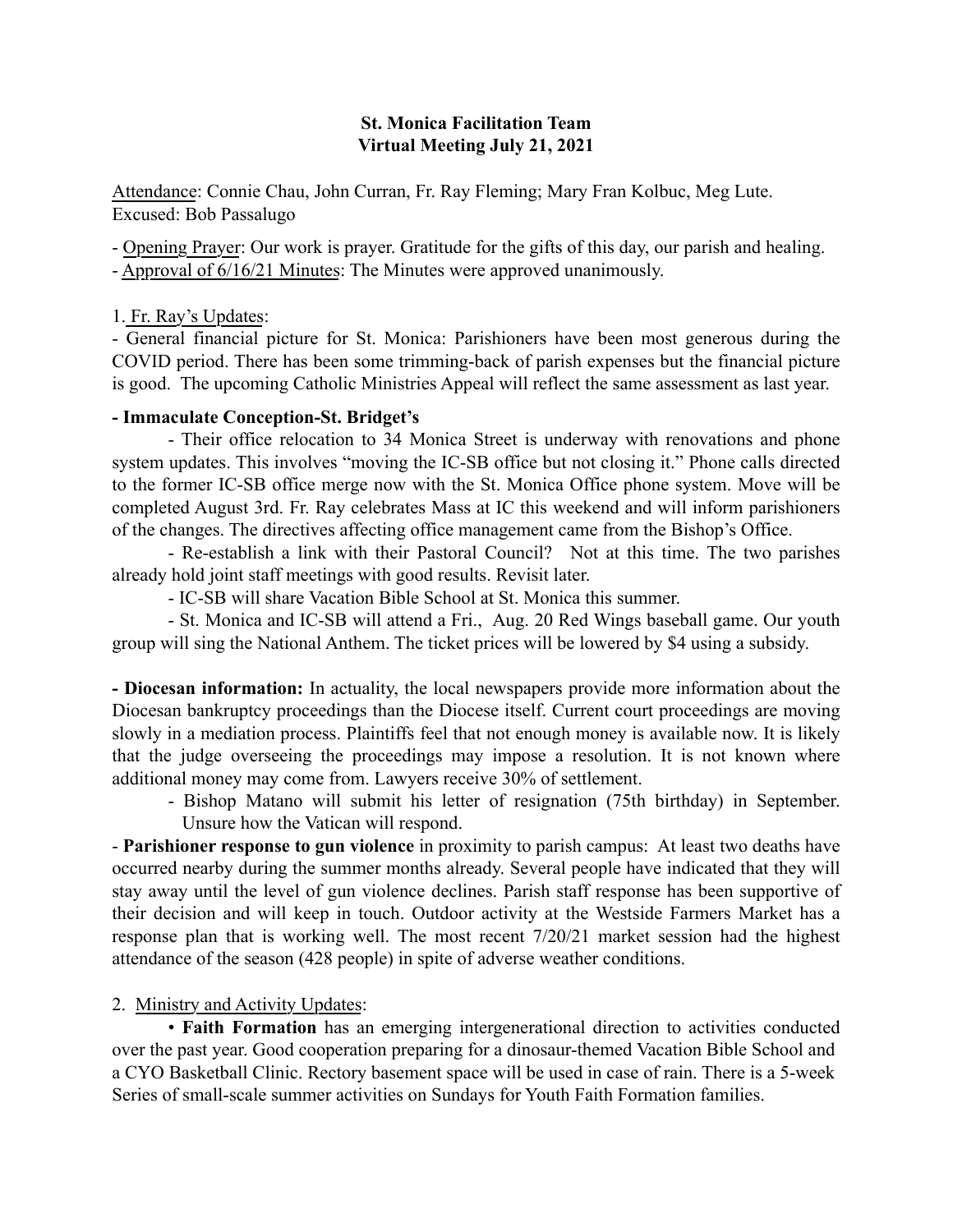**St. Monica Facilitation Team**
**Virtual Meeting July 21, 2021**

<u>Attendance</u>: Connie Chau, John Curran, Fr. Ray Fleming; Mary Fran Kolbuc, Meg Lute.
Excused: Bob Passalugo

- <u>Opening Prayer</u>: Our work is prayer. Gratitude for the gifts of this day, our parish and healing.
- <u>Approval of 6/16/21 Minutes</u>: The Minutes were approved unanimously.

1. <u>Fr. Ray's Updates</u>:

- General financial picture for St. Monica: Parishioners have been most generous during the COVID period. There has been some trimming-back of parish expenses but the financial picture is good. The upcoming Catholic Ministries Appeal will reflect the same assessment as last year.

**- Immaculate Conception-St. Bridget's**

- Their office relocation to 34 Monica Street is underway with renovations and phone system updates. This involves "moving the IC-SB office but not closing it." Phone calls directed to the former IC-SB office merge now with the St. Monica Office phone system. Move will be completed August 3rd. Fr. Ray celebrates Mass at IC this weekend and will inform parishioners of the changes. The directives affecting office management came from the Bishop's Office.
- Re-establish a link with their Pastoral Council? Not at this time. The two parishes already hold joint staff meetings with good results. Revisit later.
- IC-SB will share Vacation Bible School at St. Monica this summer.
- St. Monica and IC-SB will attend a Fri., Aug. 20 Red Wings baseball game. Our youth group will sing the National Anthem. The ticket prices will be lowered by $4 using a subsidy.

**- Diocesan information:** In actuality, the local newspapers provide more information about the Diocesan bankruptcy proceedings than the Diocese itself. Current court proceedings are moving slowly in a mediation process. Plaintiffs feel that not enough money is available now. It is likely that the judge overseeing the proceedings may impose a resolution. It is not known where additional money may come from. Lawyers receive 30% of settlement.

- Bishop Matano will submit his letter of resignation (75th birthday) in September. Unsure how the Vatican will respond.

- **Parishioner response to gun violence** in proximity to parish campus: At least two deaths have occurred nearby during the summer months already. Several people have indicated that they will stay away until the level of gun violence declines. Parish staff response has been supportive of their decision and will keep in touch. Outdoor activity at the Westside Farmers Market has a response plan that is working well. The most recent 7/20/21 market session had the highest attendance of the season (428 people) in spite of adverse weather conditions.

2. <u>Ministry and Activity Updates</u>:

• **Faith Formation** has an emerging intergenerational direction to activities conducted over the past year. Good cooperation preparing for a dinosaur-themed Vacation Bible School and a CYO Basketball Clinic. Rectory basement space will be used in case of rain. There is a 5-week Series of small-scale summer activities on Sundays for Youth Faith Formation families.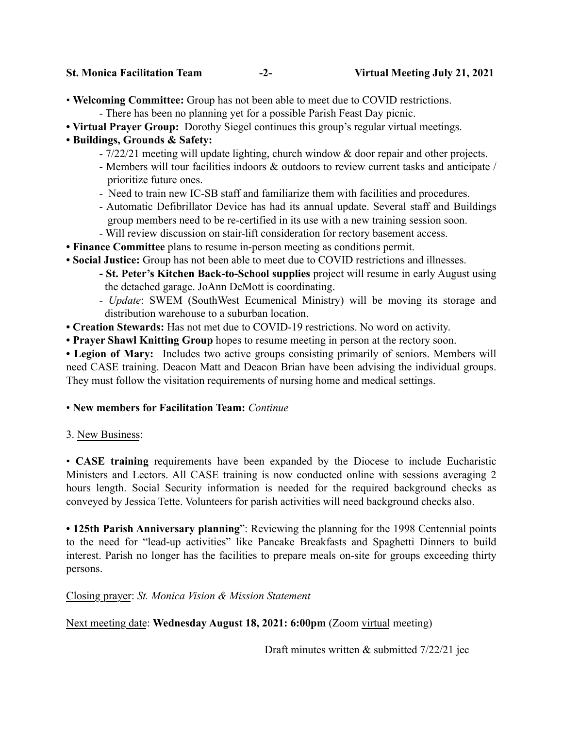- **Welcoming Committee:** Group has not been able to meet due to COVID restrictions.
  - There has been no planning yet for a possible Parish Feast Day picnic.
- **Virtual Prayer Group:** Dorothy Siegel continues this group's regular virtual meetings.
- **Buildings, Grounds & Safety:**
  - 7/22/21 meeting will update lighting, church window & door repair and other projects.
  - Members will tour facilities indoors & outdoors to review current tasks and anticipate / prioritize future ones.
  - Need to train new IC-SB staff and familiarize them with facilities and procedures.
  - Automatic Defibrillator Device has had its annual update. Several staff and Buildings group members need to be re-certified in its use with a new training session soon.
  - Will review discussion on stair-lift consideration for rectory basement access.
- **Finance Committee** plans to resume in-person meeting as conditions permit.
- **Social Justice:** Group has not been able to meet due to COVID restrictions and illnesses.
  - **St. Peter's Kitchen Back-to-School supplies** project will resume in early August using the detached garage. JoAnn DeMott is coordinating.
  - *Update*: SWEM (SouthWest Ecumenical Ministry) will be moving its storage and distribution warehouse to a suburban location.
- **Creation Stewards:** Has not met due to COVID-19 restrictions. No word on activity.
- **Prayer Shawl Knitting Group** hopes to resume meeting in person at the rectory soon.
- **Legion of Mary:** Includes two active groups consisting primarily of seniors. Members will need CASE training. Deacon Matt and Deacon Brian have been advising the individual groups. They must follow the visitation requirements of nursing home and medical settings.

- **New members for Facilitation Team:** *Continue*

3. New Business:

- **CASE training** requirements have been expanded by the Diocese to include Eucharistic Ministers and Lectors. All CASE training is now conducted online with sessions averaging 2 hours length. Social Security information is needed for the required background checks as conveyed by Jessica Tette. Volunteers for parish activities will need background checks also.

- **125th Parish Anniversary planning**": Reviewing the planning for the 1998 Centennial points to the need for "lead-up activities" like Pancake Breakfasts and Spaghetti Dinners to build interest. Parish no longer has the facilities to prepare meals on-site for groups exceeding thirty persons.

Closing prayer: *St. Monica Vision & Mission Statement*

Next meeting date: **Wednesday August 18, 2021: 6:00pm** (Zoom virtual meeting)

Draft minutes written & submitted 7/22/21 jec